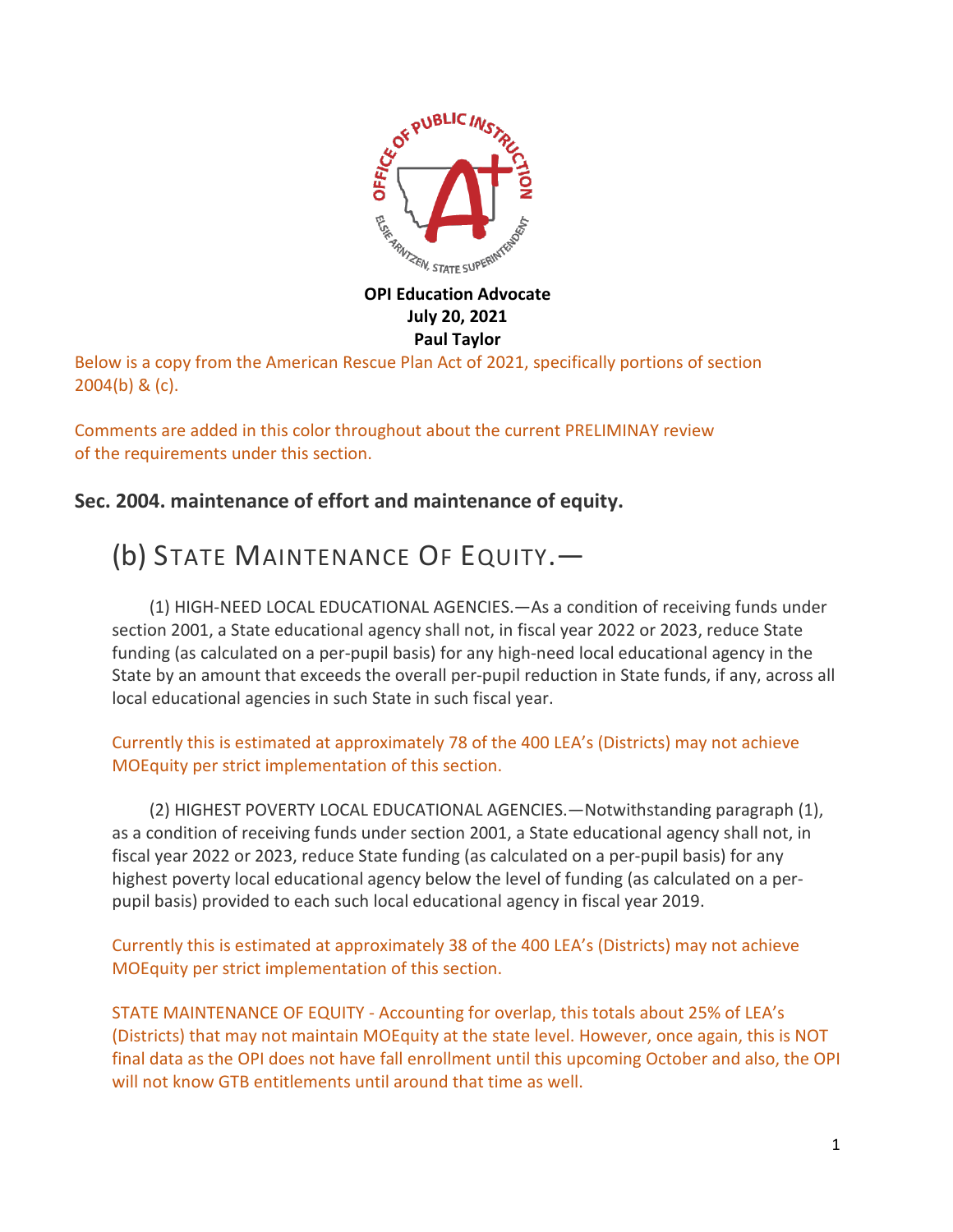**OPI Education Advocate**
**July 20, 2021**
**Paul Taylor**

Below is a copy from the American Rescue Plan Act of 2021, specifically portions of section 2004(b) & (c).

Comments are added in this color throughout about the current PRELIMINAY review of the requirements under this section.

### Sec. 2004. maintenance of effort and maintenance of equity.

## (b) STATE MAINTENANCE OF EQUITY.—

(1) HIGH-NEED LOCAL EDUCATIONAL AGENCIES.—As a condition of receiving funds under section 2001, a State educational agency shall not, in fiscal year 2022 or 2023, reduce State funding (as calculated on a per-pupil basis) for any high-need local educational agency in the State by an amount that exceeds the overall per-pupil reduction in State funds, if any, across all local educational agencies in such State in such fiscal year.

Currently this is estimated at approximately 78 of the 400 LEA's (Districts) may not achieve MOEquity per strict implementation of this section.

(2) HIGHEST POVERTY LOCAL EDUCATIONAL AGENCIES.—Notwithstanding paragraph (1), as a condition of receiving funds under section 2001, a State educational agency shall not, in fiscal year 2022 or 2023, reduce State funding (as calculated on a per-pupil basis) for any highest poverty local educational agency below the level of funding (as calculated on a per-pupil basis) provided to each such local educational agency in fiscal year 2019.

Currently this is estimated at approximately 38 of the 400 LEA's (Districts) may not achieve MOEquity per strict implementation of this section.

STATE MAINTENANCE OF EQUITY - Accounting for overlap, this totals about 25% of LEA's (Districts) that may not maintain MOEquity at the state level. However, once again, this is NOT final data as the OPI does not have fall enrollment until this upcoming October and also, the OPI will not know GTB entitlements until around that time as well.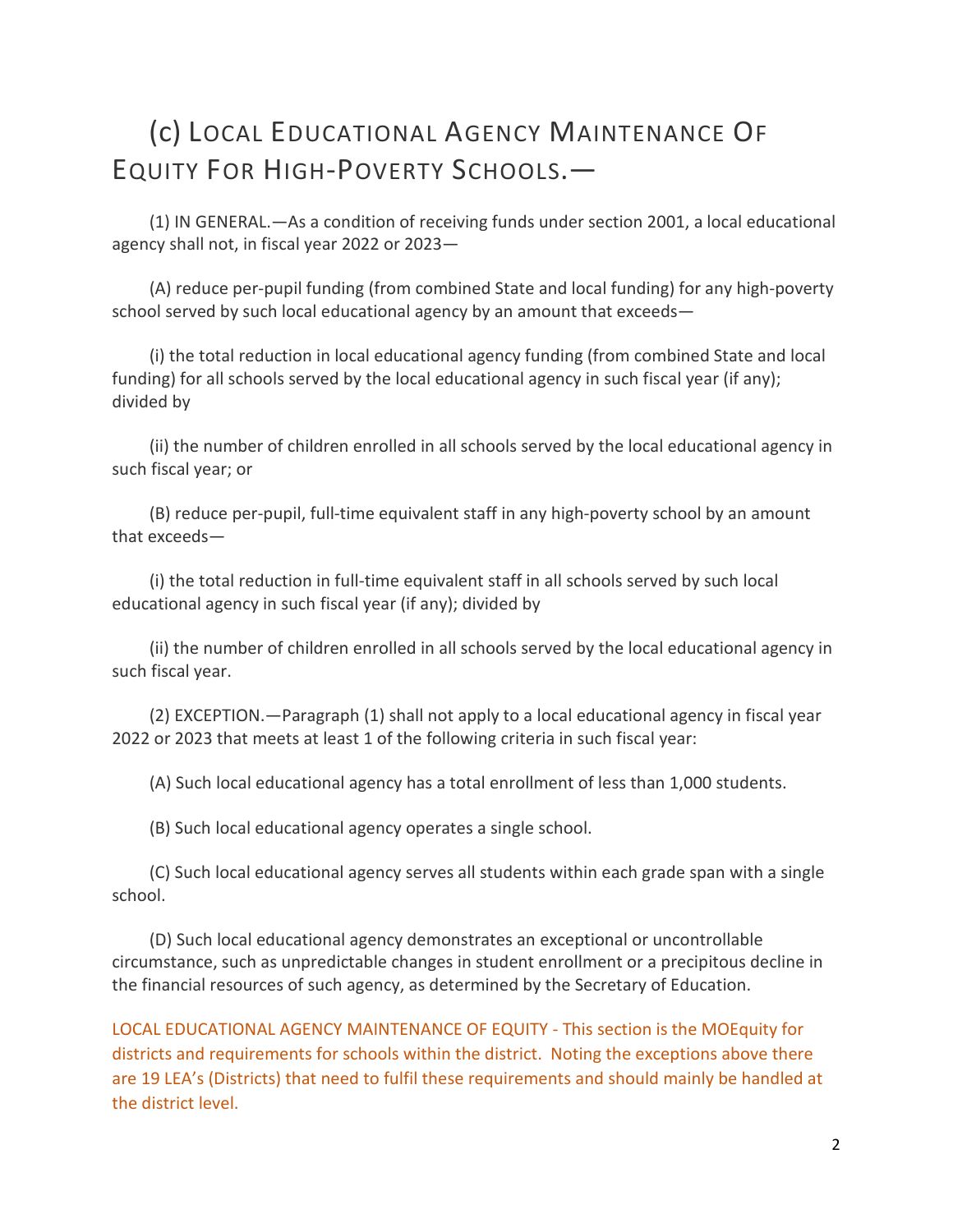## (c) Local Educational Agency Maintenance Of Equity For High-Poverty Schools.—

(1) IN GENERAL.—As a condition of receiving funds under section 2001, a local educational agency shall not, in fiscal year 2022 or 2023—

(A) reduce per-pupil funding (from combined State and local funding) for any high-poverty school served by such local educational agency by an amount that exceeds—

(i) the total reduction in local educational agency funding (from combined State and local funding) for all schools served by the local educational agency in such fiscal year (if any); divided by

(ii) the number of children enrolled in all schools served by the local educational agency in such fiscal year; or

(B) reduce per-pupil, full-time equivalent staff in any high-poverty school by an amount that exceeds—

(i) the total reduction in full-time equivalent staff in all schools served by such local educational agency in such fiscal year (if any); divided by

(ii) the number of children enrolled in all schools served by the local educational agency in such fiscal year.

(2) EXCEPTION.—Paragraph (1) shall not apply to a local educational agency in fiscal year 2022 or 2023 that meets at least 1 of the following criteria in such fiscal year:

(A) Such local educational agency has a total enrollment of less than 1,000 students.

(B) Such local educational agency operates a single school.

(C) Such local educational agency serves all students within each grade span with a single school.

(D) Such local educational agency demonstrates an exceptional or uncontrollable circumstance, such as unpredictable changes in student enrollment or a precipitous decline in the financial resources of such agency, as determined by the Secretary of Education.

LOCAL EDUCATIONAL AGENCY MAINTENANCE OF EQUITY - This section is the MOEquity for districts and requirements for schools within the district. Noting the exceptions above there are 19 LEA's (Districts) that need to fulfil these requirements and should mainly be handled at the district level.